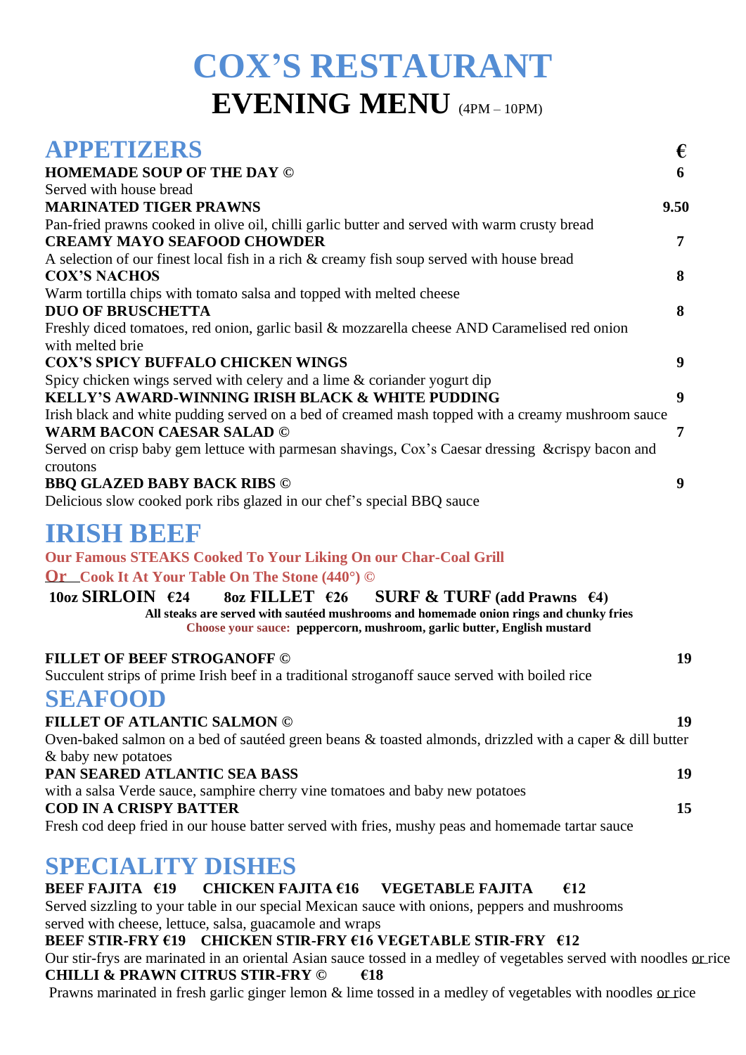# COX'S RESTAURANT

## EVENING MENU (4PM – 10PM)

## APPETIZERS

| | € |
|---|---|
| **HOMEMADE SOUP OF THE DAY ©**<br>Served with house bread | 6 |
| **MARINATED TIGER PRAWNS**<br>Pan-fried prawns cooked in olive oil, chilli garlic butter and served with warm crusty bread | 9.50 |
| **CREAMY MAYO SEAFOOD CHOWDER**<br>A selection of our finest local fish in a rich & creamy fish soup served with house bread | 7 |
| **COX'S NACHOS**<br>Warm tortilla chips with tomato salsa and topped with melted cheese | 8 |
| **DUO OF BRUSCHETTA**<br>Freshly diced tomatoes, red onion, garlic basil & mozzarella cheese AND Caramelised red onion with melted brie | 8 |
| **COX'S SPICY BUFFALO CHICKEN WINGS**<br>Spicy chicken wings served with celery and a lime & coriander yogurt dip | 9 |
| **KELLY'S AWARD-WINNING IRISH BLACK & WHITE PUDDING**<br>Irish black and white pudding served on a bed of creamed mash topped with a creamy mushroom sauce | 9 |
| **WARM BACON CAESAR SALAD ©**<br>Served on crisp baby gem lettuce with parmesan shavings, Cox's Caesar dressing &crispy bacon and croutons | 7 |
| **BBQ GLAZED BABY BACK RIBS ©**<br>Delicious slow cooked pork ribs glazed in our chef's special BBQ sauce | 9 |

## IRISH BEEF

**Our Famous STEAKS Cooked To Your Liking On our Char-Coal Grill**

**Or Cook It At Your Table On The Stone (440°) ©**

**10oz SIRLOIN €24** **8oz FILLET €26** **SURF & TURF (add Prawns €4)**

**All steaks are served with sautéed mushrooms and homemade onion rings and chunky fries**

**Choose your sauce: peppercorn, mushroom, garlic butter, English mustard**

| | |
|---|---|
| **FILLET OF BEEF STROGANOFF ©**<br>Succulent strips of prime Irish beef in a traditional stroganoff sauce served with boiled rice | 19 |

## SEAFOOD

| | |
|---|---|
| **FILLET OF ATLANTIC SALMON ©**<br>Oven-baked salmon on a bed of sautéed green beans & toasted almonds, drizzled with a caper & dill butter & baby new potatoes | 19 |
| **PAN SEARED ATLANTIC SEA BASS**<br>with a salsa Verde sauce, samphire cherry vine tomatoes and baby new potatoes | 19 |
| **COD IN A CRISPY BATTER**<br>Fresh cod deep fried in our house batter served with fries, mushy peas and homemade tartar sauce | 15 |

## SPECIALITY DISHES

**BEEF FAJITA €19** **CHICKEN FAJITA €16** **VEGETABLE FAJITA €12**

Served sizzling to your table in our special Mexican sauce with onions, peppers and mushrooms served with cheese, lettuce, salsa, guacamole and wraps

**BEEF STIR-FRY €19** **CHICKEN STIR-FRY €16** **VEGETABLE STIR-FRY €12**

Our stir-frys are marinated in an oriental Asian sauce tossed in a medley of vegetables served with noodles or rice

**CHILLI & PRAWN CITRUS STIR-FRY © €18**

Prawns marinated in fresh garlic ginger lemon & lime tossed in a medley of vegetables with noodles or rice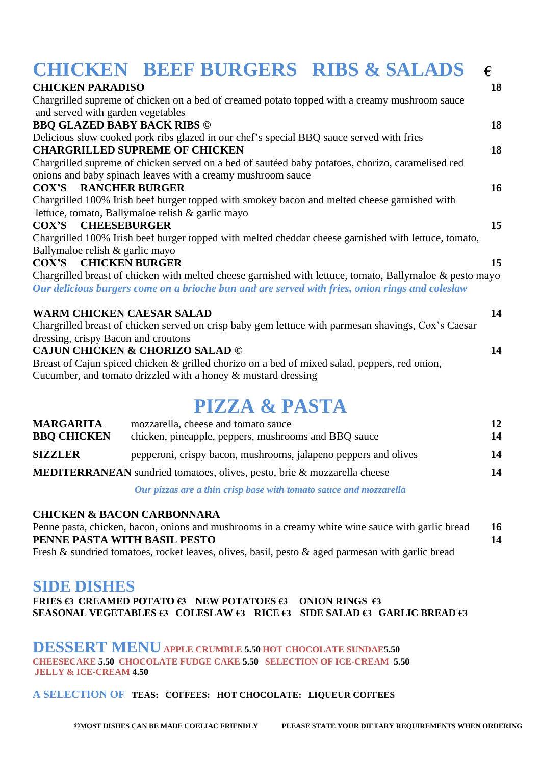# CHICKEN BEEF BURGERS RIBS & SALADS €

**CHICKEN PARADISO** **18**
Chargrilled supreme of chicken on a bed of creamed potato topped with a creamy mushroom sauce and served with garden vegetables

**BBQ GLAZED BABY BACK RIBS ©** **18**
Delicious slow cooked pork ribs glazed in our chef's special BBQ sauce served with fries

**CHARGRILLED SUPREME OF CHICKEN** **18**
Chargrilled supreme of chicken served on a bed of sautéed baby potatoes, chorizo, caramelised red onions and baby spinach leaves with a creamy mushroom sauce

**COX'S RANCHER BURGER** **16**
Chargrilled 100% Irish beef burger topped with smokey bacon and melted cheese garnished with lettuce, tomato, Ballymaloe relish & garlic mayo

**COX'S CHEESEBURGER** **15**
Chargrilled 100% Irish beef burger topped with melted cheddar cheese garnished with lettuce, tomato, Ballymaloe relish & garlic mayo

**COX'S CHICKEN BURGER** **15**
Chargrilled breast of chicken with melted cheese garnished with lettuce, tomato, Ballymaloe & pesto mayo

***Our delicious burgers come on a brioche bun and are served with fries, onion rings and coleslaw***

**WARM CHICKEN CAESAR SALAD** **14**
Chargrilled breast of chicken served on crisp baby gem lettuce with parmesan shavings, Cox's Caesar dressing, crispy Bacon and croutons

**CAJUN CHICKEN & CHORIZO SALAD ©** **14**
Breast of Cajun spiced chicken & grilled chorizo on a bed of mixed salad, peppers, red onion, Cucumber, and tomato drizzled with a honey & mustard dressing

# PIZZA & PASTA

| | | |
|---|---|---|
| **MARGARITA** | mozzarella, cheese and tomato sauce | **12** |
| **BBQ CHICKEN** | chicken, pineapple, peppers, mushrooms and BBQ sauce | **14** |
| **SIZZLER** | pepperoni, crispy bacon, mushrooms, jalapeno peppers and olives | **14** |
| **MEDITERRANEAN** | sundried tomatoes, olives, pesto, brie & mozzarella cheese | **14** |

***Our pizzas are a thin crisp base with tomato sauce and mozzarella***

**CHICKEN & BACON CARBONNARA**
Penne pasta, chicken, bacon, onions and mushrooms in a creamy white wine sauce with garlic bread **16**

**PENNE PASTA WITH BASIL PESTO** **14**
Fresh & sundried tomatoes, rocket leaves, olives, basil, pesto & aged parmesan with garlic bread

## SIDE DISHES

**FRIES €3 CREAMED POTATO €3 NEW POTATOES €3 ONION RINGS €3**
**SEASONAL VEGETABLES €3 COLESLAW €3 RICE €3 SIDE SALAD €3 GARLIC BREAD €3**

## DESSERT MENU

**APPLE CRUMBLE 5.50 HOT CHOCOLATE SUNDAE 5.50**
**CHEESECAKE 5.50 CHOCOLATE FUDGE CAKE 5.50 SELECTION OF ICE-CREAM 5.50**
**JELLY & ICE-CREAM 4.50**

**A SELECTION OF TEAS: COFFEES: HOT CHOCOLATE: LIQUEUR COFFEES**

**©MOST DISHES CAN BE MADE COELIAC FRIENDLY** **PLEASE STATE YOUR DIETARY REQUIREMENTS WHEN ORDERING**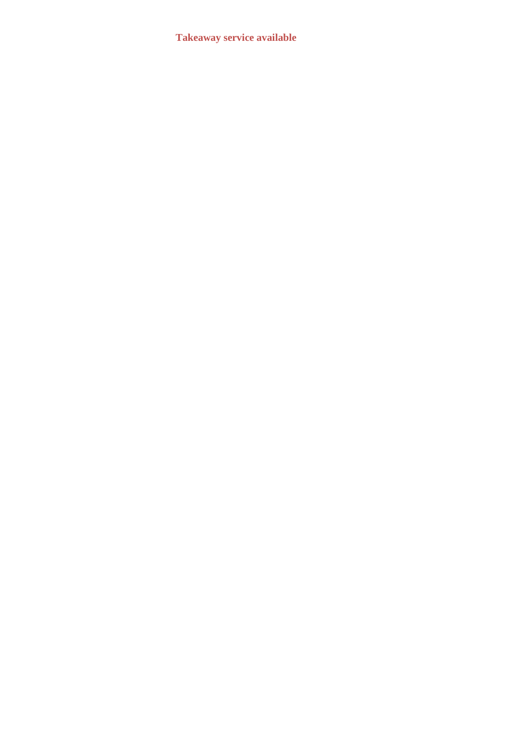**Takeaway service available**